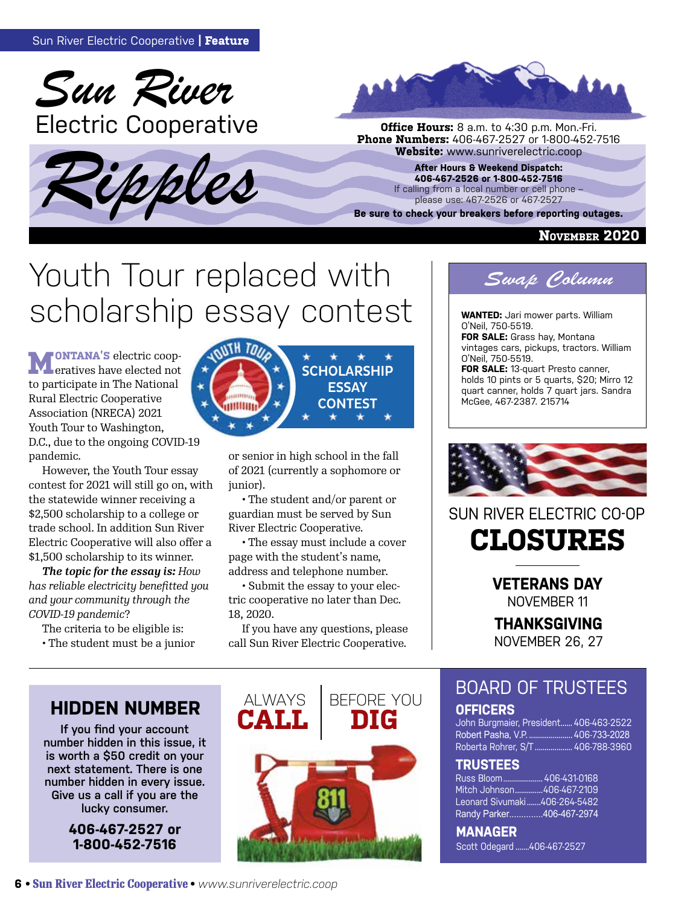# Sun River Electric Cooperative Ripples

**Office Hours:** 8 a.m. to 4:30 p.m. Mon.-Fri.
**Phone Numbers:** 406-467-2527 or 1-800-452-7516
**Website:** www.sunriverelectric.coop

**After Hours & Weekend Dispatch:**
**406-467-2526 or 1-800-452-7516**
If calling from a local number or cell phone – please use: 467-2526 or 467-2527

**Be sure to check your breakers before reporting outages.**

**November 2020**

## Youth Tour replaced with scholarship essay contest

Youth Tour Scholarship Essay Contest

Montana's electric cooperatives have elected not to participate in The National Rural Electric Cooperative Association (NRECA) 2021 Youth Tour to Washington, D.C., due to the ongoing COVID-19 pandemic.

However, the Youth Tour essay contest for 2021 will still go on, with the statewide winner receiving a $2,500 scholarship to a college or trade school. In addition Sun River Electric Cooperative will also offer a $1,500 scholarship to its winner.

***The topic for the essay is:*** *How has reliable electricity benefitted you and your community through the COVID-19 pandemic*?

The criteria to be eligible is:

- The student must be a junior or senior in high school in the fall of 2021 (currently a sophomore or junior).
- The student and/or parent or guardian must be served by Sun River Electric Cooperative.
- The essay must include a cover page with the student's name, address and telephone number.
- Submit the essay to your electric cooperative no later than Dec. 18, 2020.

If you have any questions, please call Sun River Electric Cooperative.

## Swap Column

**WANTED:** Jari mower parts. William O'Neil, 750-5519.
**FOR SALE:** Grass hay, Montana vintages cars, pickups, tractors. William O'Neil, 750-5519.
**FOR SALE:** 13-quart Presto canner, holds 10 pints or 5 quarts, $20; Mirro 12 quart canner, holds 7 quart jars. Sandra McGee, 467-2387. 215714

## Sun River Electric Co-op CLOSURES

**VETERANS DAY**
NOVEMBER 11

**THANKSGIVING**
NOVEMBER 26, 27

## HIDDEN NUMBER

If you find your account number hidden in this issue, it is worth a $50 credit on your next statement. There is one number hidden in every issue. Give us a call if you are the lucky consumer.

**406-467-2527 or 1-800-452-7516**

ALWAYS **CALL** | BEFORE YOU **DIG**

811

## BOARD OF TRUSTEES

### OFFICERS

John Burgmaier, President...... 406-463-2522
Robert Pasha, V.P. ...................... 406-733-2028
Roberta Rohrer, S/T .................. 406-788-3960

### TRUSTEES

Russ Bloom.................... 406-431-0168
Mitch Johnson..............406-467-2109
Leonard Sivumaki.......406-264-5482
Randy Parker..............406-467-2974

### MANAGER

Scott Odegard .......406-467-2527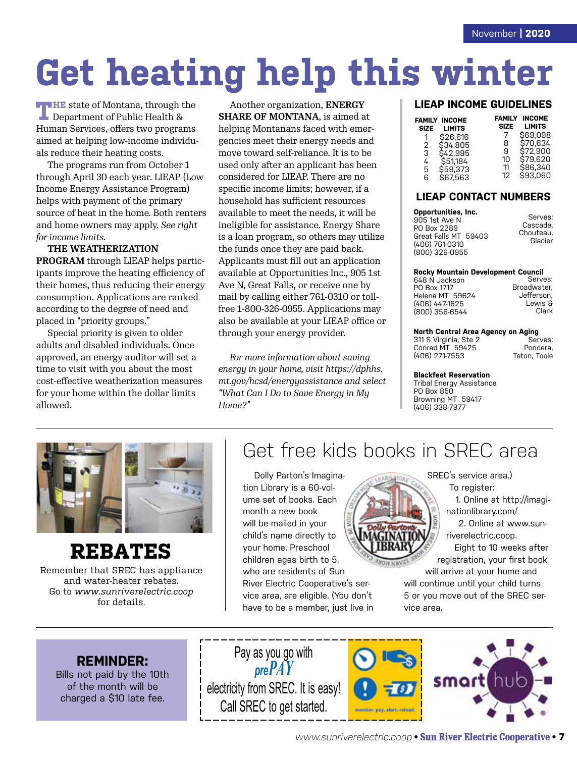// PLACEHOLDER
# Get heating help this winter

**THE** state of Montana, through the Department of Public Health & Human Services, offers two programs aimed at helping low-income individuals reduce their heating costs.

The programs run from October 1 through April 30 each year. LIEAP (Low Income Energy Assistance Program) helps with payment of the primary source of heat in the home. Both renters and home owners may apply. *See right for income limits.*

**THE WEATHERIZATION PROGRAM** through LIEAP helps participants improve the heating efficiency of their homes, thus reducing their energy consumption. Applications are ranked according to the degree of need and placed in "priority groups."

Special priority is given to older adults and disabled individuals. Once approved, an energy auditor will set a time to visit with you about the most cost-effective weatherization measures for your home within the dollar limits allowed.

Another organization, **ENERGY SHARE OF MONTANA**, is aimed at helping Montanans faced with emergencies meet their energy needs and move toward self-reliance. It is to be used only after an applicant has been considered for LIEAP. There are no specific income limits; however, if a household has sufficient resources available to meet the needs, it will be ineligible for assistance. Energy Share is a loan program, so others may utilize the funds once they are paid back. Applicants must fill out an application available at Opportunities Inc., 905 1st Ave N, Great Falls, or receive one by mail by calling either 761-0310 or toll-free 1-800-326-0955. Applications may also be available at your LIEAP office or through your energy provider.

*For more information about saving energy in your home, visit https://dphhs.mt.gov/hcsd/energyassistance and select "What Can I Do to Save Energy in My Home?"*

## LIEAP INCOME GUIDELINES

| FAMILY SIZE | INCOME LIMITS | FAMILY SIZE | INCOME LIMITS |
|---|---|---|---|
| 1 | $26,616 | 7 | $69,098 |
| 2 | $34,805 | 8 | $70,634 |
| 3 | $42,995 | 9 | $72,900 |
| 4 | $51,184 | 10 | $79,620 |
| 5 | $59,373 | 11 | $86,340 |
| 6 | $67,563 | 12 | $93,060 |

## LIEAP CONTACT NUMBERS

**Opportunities, Inc.**
905 1st Ave N
PO Box 2289
Great Falls MT 59403
(406) 761-0310
(800) 326-0955
Serves: Cascade, Chouteau, Glacier

**Rocky Mountain Development Council**
648 N Jackson
PO Box 1717
Helena MT 59624
(406) 447-1625
(800) 356-6544
Serves: Broadwater, Jefferson, Lewis & Clark

**North Central Area Agency on Aging**
311 S Virginia, Ste 2
Conrad MT 59425
(406) 271-7553
Serves: Pondera, Teton, Toole

**Blackfeet Reservation**
Tribal Energy Assistance
PO Box 850
Browning MT 59417
(406) 338-7977

## REBATES

Remember that SREC has appliance and water-heater rebates.
Go to *www.sunriverelectric.coop* for details.

## Get free kids books in SREC area

Dolly Parton's Imagination Library is a 60-volume set of books. Each month a new book will be mailed in your child's name directly to your home. Preschool children ages birth to 5, who are residents of Sun River Electric Cooperative's service area, are eligible. (You don't have to be a member, just live in SREC's service area.)

To register:

1. Online at http://imaginationlibrary.com/
2. Online at www.sunriverelectric.coop.

Eight to 10 weeks after registration, your first book will arrive at your home and will continue until your child turns 5 or you move out of the SREC service area.

**REMINDER:**
Bills not paid by the 10th of the month will be charged a $10 late fee.

Pay as you go with *prePAY* electricity from SREC. It is easy! Call SREC to get started.

monitor. pay. alert. reload.

smart hub